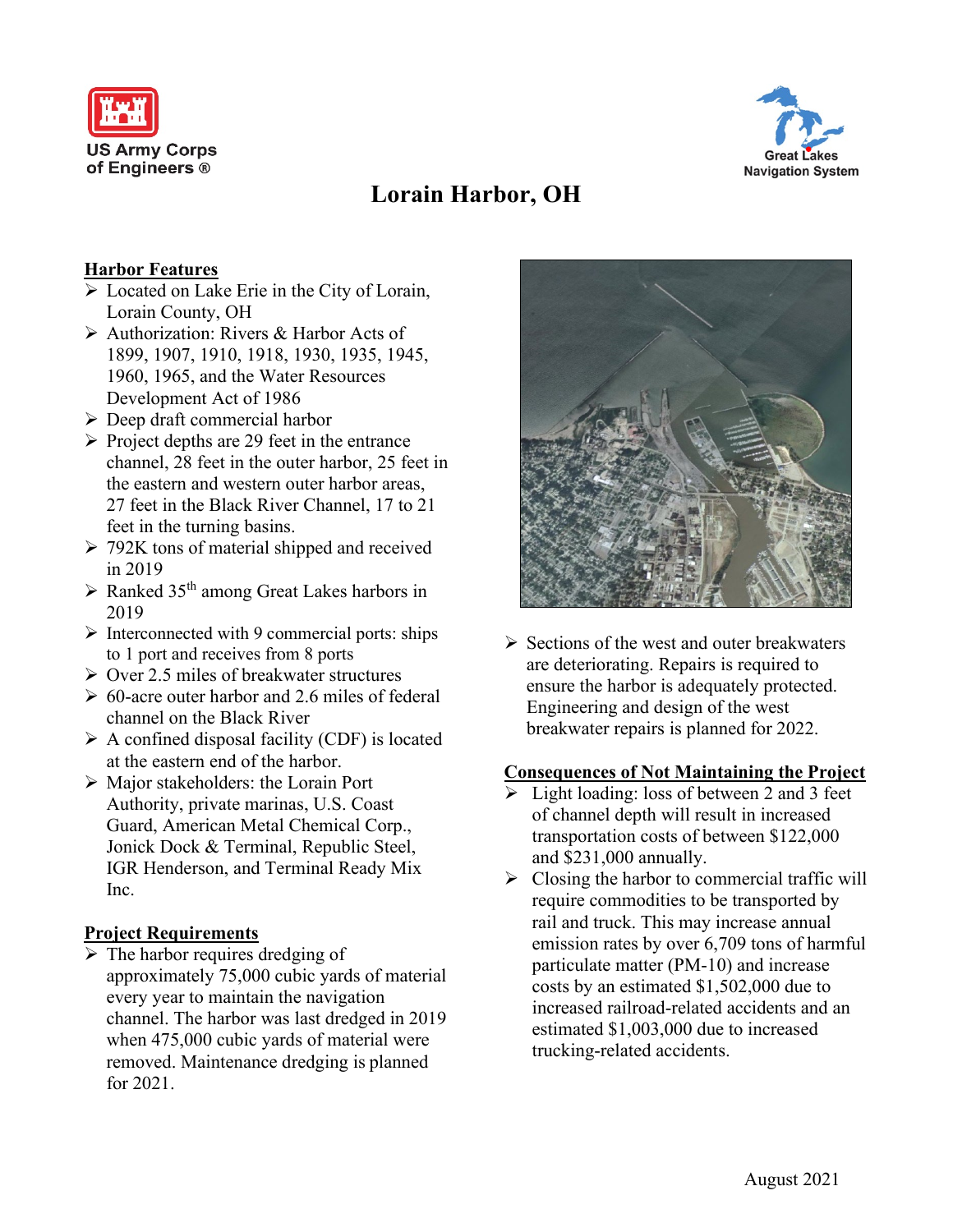US Army Corps of Engineers ®

Great Lakes Navigation System

# Lorain Harbor, OH

## Harbor Features

- Located on Lake Erie in the City of Lorain, Lorain County, OH
- Authorization: Rivers & Harbor Acts of 1899, 1907, 1910, 1918, 1930, 1935, 1945, 1960, 1965, and the Water Resources Development Act of 1986
- Deep draft commercial harbor
- Project depths are 29 feet in the entrance channel, 28 feet in the outer harbor, 25 feet in the eastern and western outer harbor areas, 27 feet in the Black River Channel, 17 to 21 feet in the turning basins.
- 792K tons of material shipped and received in 2019
- Ranked 35th among Great Lakes harbors in 2019
- Interconnected with 9 commercial ports: ships to 1 port and receives from 8 ports
- Over 2.5 miles of breakwater structures
- 60-acre outer harbor and 2.6 miles of federal channel on the Black River
- A confined disposal facility (CDF) is located at the eastern end of the harbor.
- Major stakeholders: the Lorain Port Authority, private marinas, U.S. Coast Guard, American Metal Chemical Corp., Jonick Dock & Terminal, Republic Steel, IGR Henderson, and Terminal Ready Mix Inc.

## Project Requirements

- The harbor requires dredging of approximately 75,000 cubic yards of material every year to maintain the navigation channel. The harbor was last dredged in 2019 when 475,000 cubic yards of material were removed. Maintenance dredging is planned for 2021.
- Sections of the west and outer breakwaters are deteriorating. Repairs is required to ensure the harbor is adequately protected. Engineering and design of the west breakwater repairs is planned for 2022.

## Consequences of Not Maintaining the Project

- Light loading: loss of between 2 and 3 feet of channel depth will result in increased transportation costs of between $122,000 and $231,000 annually.
- Closing the harbor to commercial traffic will require commodities to be transported by rail and truck. This may increase annual emission rates by over 6,709 tons of harmful particulate matter (PM-10) and increase costs by an estimated $1,502,000 due to increased railroad-related accidents and an estimated $1,003,000 due to increased trucking-related accidents.

August 2021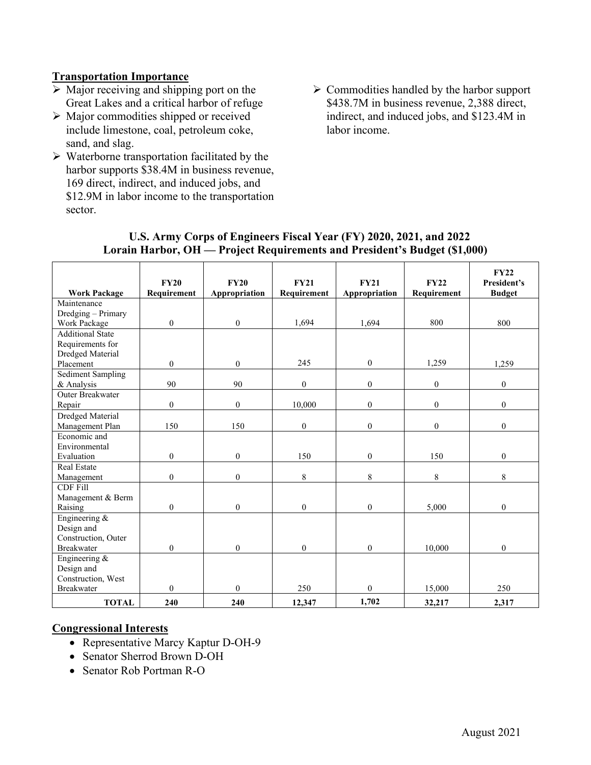## Transportation Importance

- Major receiving and shipping port on the Great Lakes and a critical harbor of refuge
- Major commodities shipped or received include limestone, coal, petroleum coke, sand, and slag.
- Waterborne transportation facilitated by the harbor supports $38.4M in business revenue, 169 direct, indirect, and induced jobs, and $12.9M in labor income to the transportation sector.
- Commodities handled by the harbor support $438.7M in business revenue, 2,388 direct, indirect, and induced jobs, and $123.4M in labor income.

### U.S. Army Corps of Engineers Fiscal Year (FY) 2020, 2021, and 2022 Lorain Harbor, OH — Project Requirements and President's Budget ($1,000)

| Work Package | FY20 Requirement | FY20 Appropriation | FY21 Requirement | FY21 Appropriation | FY22 Requirement | FY22 President's Budget |
|---|---|---|---|---|---|---|
| Maintenance Dredging – Primary Work Package | 0 | 0 | 1,694 | 1,694 | 800 | 800 |
| Additional State Requirements for Dredged Material Placement | 0 | 0 | 245 | 0 | 1,259 | 1,259 |
| Sediment Sampling & Analysis | 90 | 90 | 0 | 0 | 0 | 0 |
| Outer Breakwater Repair | 0 | 0 | 10,000 | 0 | 0 | 0 |
| Dredged Material Management Plan | 150 | 150 | 0 | 0 | 0 | 0 |
| Economic and Environmental Evaluation | 0 | 0 | 150 | 0 | 150 | 0 |
| Real Estate Management | 0 | 0 | 8 | 8 | 8 | 8 |
| CDF Fill Management & Berm Raising | 0 | 0 | 0 | 0 | 5,000 | 0 |
| Engineering & Design and Construction, Outer Breakwater | 0 | 0 | 0 | 0 | 10,000 | 0 |
| Engineering & Design and Construction, West Breakwater | 0 | 0 | 250 | 0 | 15,000 | 250 |
| **TOTAL** | **240** | **240** | **12,347** | **1,702** | **32,217** | **2,317** |

## Congressional Interests

- Representative Marcy Kaptur D-OH-9
- Senator Sherrod Brown D-OH
- Senator Rob Portman R-O

August 2021